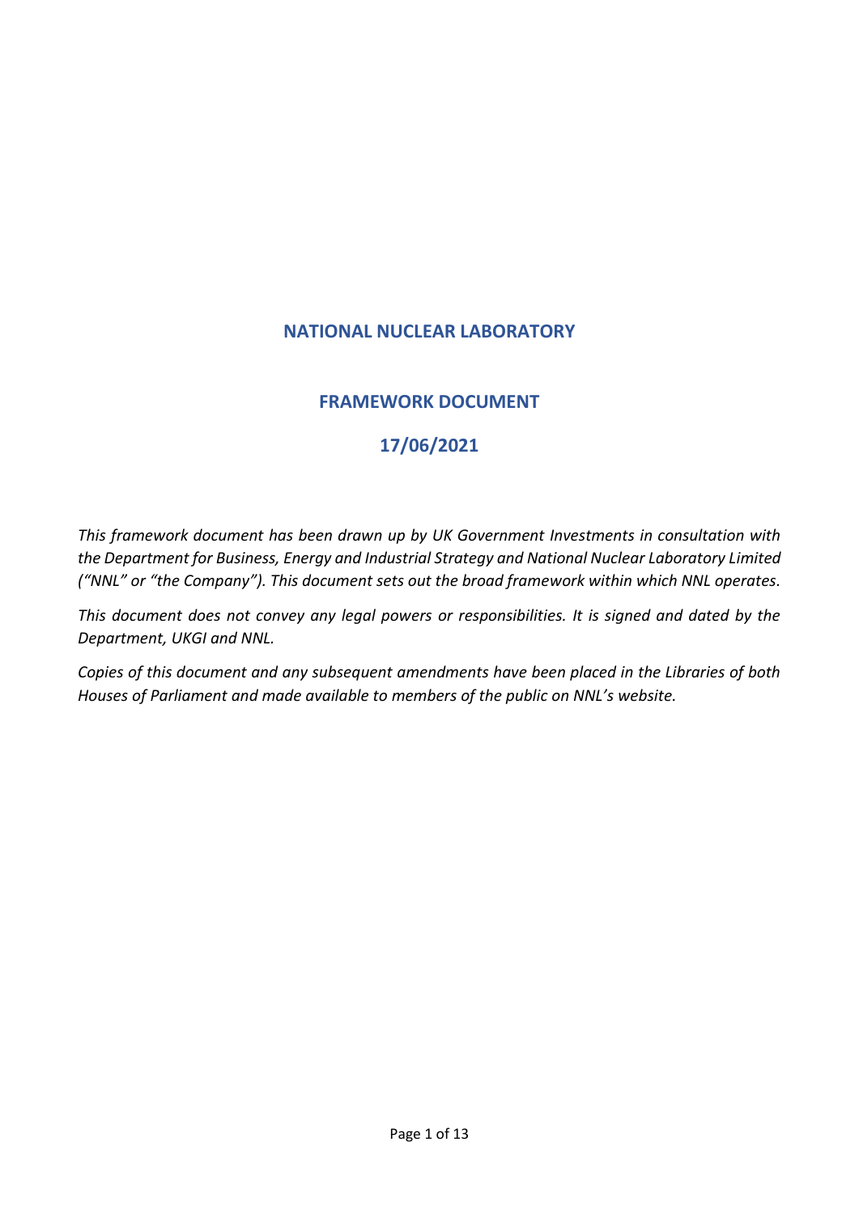# NATIONAL NUCLEAR LABORATORY

## FRAMEWORK DOCUMENT

## 17/06/2021

*This framework document has been drawn up by UK Government Investments in consultation with the Department for Business, Energy and Industrial Strategy and National Nuclear Laboratory Limited ("NNL" or "the Company"). This document sets out the broad framework within which NNL operates.*

*This document does not convey any legal powers or responsibilities. It is signed and dated by the Department, UKGI and NNL.*

*Copies of this document and any subsequent amendments have been placed in the Libraries of both Houses of Parliament and made available to members of the public on NNL's website.*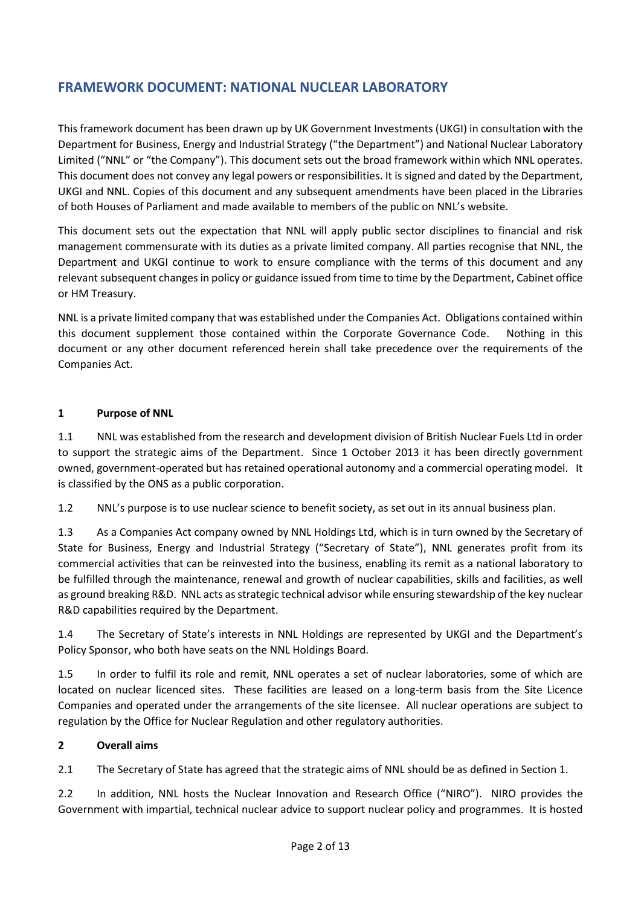# FRAMEWORK DOCUMENT: NATIONAL NUCLEAR LABORATORY

This framework document has been drawn up by UK Government Investments (UKGI) in consultation with the Department for Business, Energy and Industrial Strategy ("the Department") and National Nuclear Laboratory Limited ("NNL" or "the Company"). This document sets out the broad framework within which NNL operates. This document does not convey any legal powers or responsibilities. It is signed and dated by the Department, UKGI and NNL. Copies of this document and any subsequent amendments have been placed in the Libraries of both Houses of Parliament and made available to members of the public on NNL's website.

This document sets out the expectation that NNL will apply public sector disciplines to financial and risk management commensurate with its duties as a private limited company. All parties recognise that NNL, the Department and UKGI continue to work to ensure compliance with the terms of this document and any relevant subsequent changes in policy or guidance issued from time to time by the Department, Cabinet office or HM Treasury.

NNL is a private limited company that was established under the Companies Act. Obligations contained within this document supplement those contained within the Corporate Governance Code. Nothing in this document or any other document referenced herein shall take precedence over the requirements of the Companies Act.

## 1 Purpose of NNL

1.1 NNL was established from the research and development division of British Nuclear Fuels Ltd in order to support the strategic aims of the Department. Since 1 October 2013 it has been directly government owned, government-operated but has retained operational autonomy and a commercial operating model. It is classified by the ONS as a public corporation.

1.2 NNL's purpose is to use nuclear science to benefit society, as set out in its annual business plan.

1.3 As a Companies Act company owned by NNL Holdings Ltd, which is in turn owned by the Secretary of State for Business, Energy and Industrial Strategy ("Secretary of State"), NNL generates profit from its commercial activities that can be reinvested into the business, enabling its remit as a national laboratory to be fulfilled through the maintenance, renewal and growth of nuclear capabilities, skills and facilities, as well as ground breaking R&D. NNL acts as strategic technical advisor while ensuring stewardship of the key nuclear R&D capabilities required by the Department.

1.4 The Secretary of State's interests in NNL Holdings are represented by UKGI and the Department's Policy Sponsor, who both have seats on the NNL Holdings Board.

1.5 In order to fulfil its role and remit, NNL operates a set of nuclear laboratories, some of which are located on nuclear licenced sites. These facilities are leased on a long-term basis from the Site Licence Companies and operated under the arrangements of the site licensee. All nuclear operations are subject to regulation by the Office for Nuclear Regulation and other regulatory authorities.

## 2 Overall aims

2.1 The Secretary of State has agreed that the strategic aims of NNL should be as defined in Section 1.

2.2 In addition, NNL hosts the Nuclear Innovation and Research Office ("NIRO"). NIRO provides the Government with impartial, technical nuclear advice to support nuclear policy and programmes. It is hosted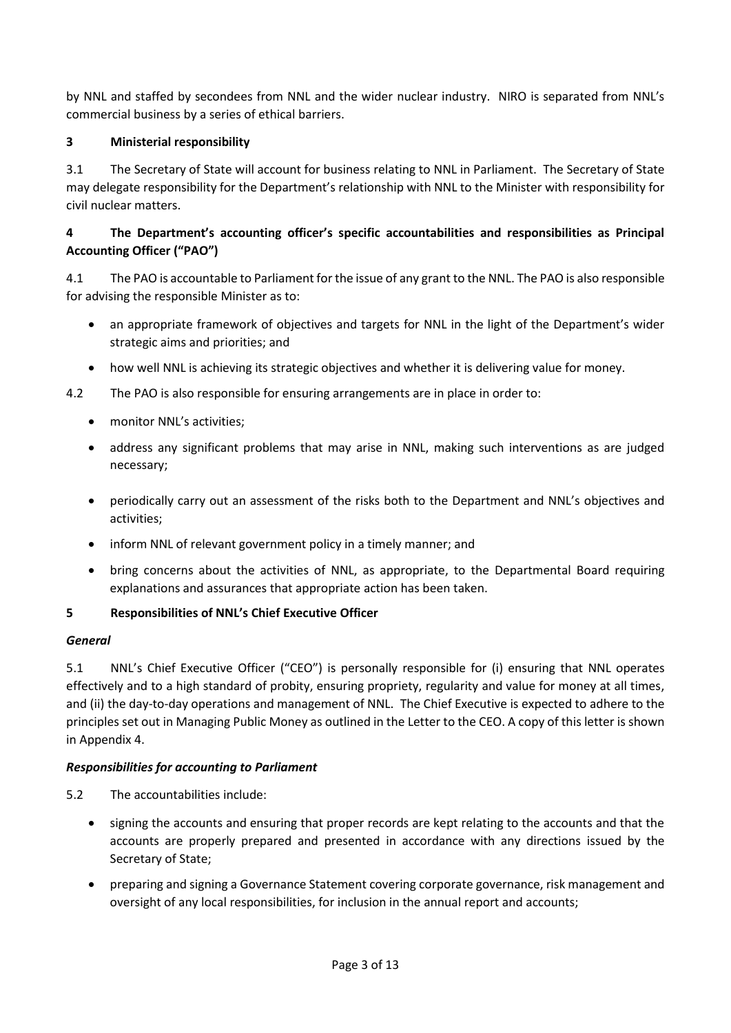by NNL and staffed by secondees from NNL and the wider nuclear industry. NIRO is separated from NNL's commercial business by a series of ethical barriers.

## 3 Ministerial responsibility

3.1 The Secretary of State will account for business relating to NNL in Parliament. The Secretary of State may delegate responsibility for the Department's relationship with NNL to the Minister with responsibility for civil nuclear matters.

## 4 The Department's accounting officer's specific accountabilities and responsibilities as Principal Accounting Officer ("PAO")

4.1 The PAO is accountable to Parliament for the issue of any grant to the NNL. The PAO is also responsible for advising the responsible Minister as to:

- an appropriate framework of objectives and targets for NNL in the light of the Department's wider strategic aims and priorities; and
- how well NNL is achieving its strategic objectives and whether it is delivering value for money.

4.2 The PAO is also responsible for ensuring arrangements are in place in order to:

- monitor NNL's activities;
- address any significant problems that may arise in NNL, making such interventions as are judged necessary;
- periodically carry out an assessment of the risks both to the Department and NNL's objectives and activities;
- inform NNL of relevant government policy in a timely manner; and
- bring concerns about the activities of NNL, as appropriate, to the Departmental Board requiring explanations and assurances that appropriate action has been taken.

## 5 Responsibilities of NNL's Chief Executive Officer

***General***

5.1 NNL's Chief Executive Officer ("CEO") is personally responsible for (i) ensuring that NNL operates effectively and to a high standard of probity, ensuring propriety, regularity and value for money at all times, and (ii) the day-to-day operations and management of NNL. The Chief Executive is expected to adhere to the principles set out in Managing Public Money as outlined in the Letter to the CEO. A copy of this letter is shown in Appendix 4.

***Responsibilities for accounting to Parliament***

5.2 The accountabilities include:

- signing the accounts and ensuring that proper records are kept relating to the accounts and that the accounts are properly prepared and presented in accordance with any directions issued by the Secretary of State;
- preparing and signing a Governance Statement covering corporate governance, risk management and oversight of any local responsibilities, for inclusion in the annual report and accounts;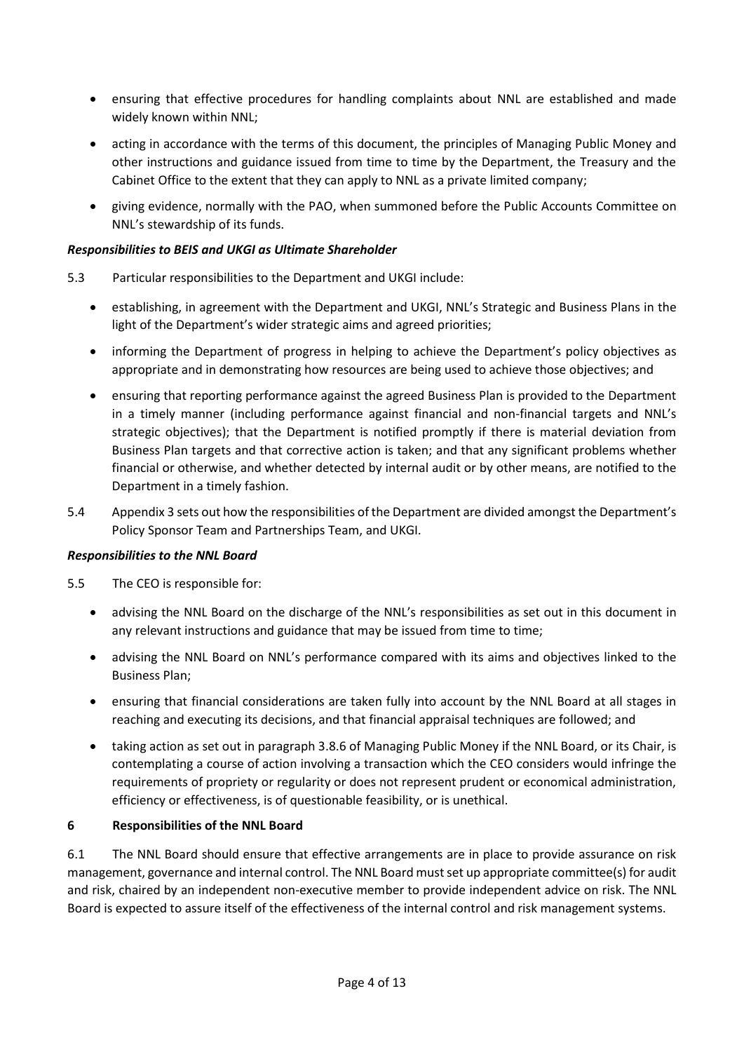- ensuring that effective procedures for handling complaints about NNL are established and made widely known within NNL;
- acting in accordance with the terms of this document, the principles of Managing Public Money and other instructions and guidance issued from time to time by the Department, the Treasury and the Cabinet Office to the extent that they can apply to NNL as a private limited company;
- giving evidence, normally with the PAO, when summoned before the Public Accounts Committee on NNL's stewardship of its funds.

***Responsibilities to BEIS and UKGI as Ultimate Shareholder***

5.3 Particular responsibilities to the Department and UKGI include:

- establishing, in agreement with the Department and UKGI, NNL's Strategic and Business Plans in the light of the Department's wider strategic aims and agreed priorities;
- informing the Department of progress in helping to achieve the Department's policy objectives as appropriate and in demonstrating how resources are being used to achieve those objectives; and
- ensuring that reporting performance against the agreed Business Plan is provided to the Department in a timely manner (including performance against financial and non-financial targets and NNL's strategic objectives); that the Department is notified promptly if there is material deviation from Business Plan targets and that corrective action is taken; and that any significant problems whether financial or otherwise, and whether detected by internal audit or by other means, are notified to the Department in a timely fashion.

5.4 Appendix 3 sets out how the responsibilities of the Department are divided amongst the Department's Policy Sponsor Team and Partnerships Team, and UKGI.

***Responsibilities to the NNL Board***

5.5 The CEO is responsible for:

- advising the NNL Board on the discharge of the NNL's responsibilities as set out in this document in any relevant instructions and guidance that may be issued from time to time;
- advising the NNL Board on NNL's performance compared with its aims and objectives linked to the Business Plan;
- ensuring that financial considerations are taken fully into account by the NNL Board at all stages in reaching and executing its decisions, and that financial appraisal techniques are followed; and
- taking action as set out in paragraph 3.8.6 of Managing Public Money if the NNL Board, or its Chair, is contemplating a course of action involving a transaction which the CEO considers would infringe the requirements of propriety or regularity or does not represent prudent or economical administration, efficiency or effectiveness, is of questionable feasibility, or is unethical.

## 6 Responsibilities of the NNL Board

6.1 The NNL Board should ensure that effective arrangements are in place to provide assurance on risk management, governance and internal control. The NNL Board must set up appropriate committee(s) for audit and risk, chaired by an independent non-executive member to provide independent advice on risk. The NNL Board is expected to assure itself of the effectiveness of the internal control and risk management systems.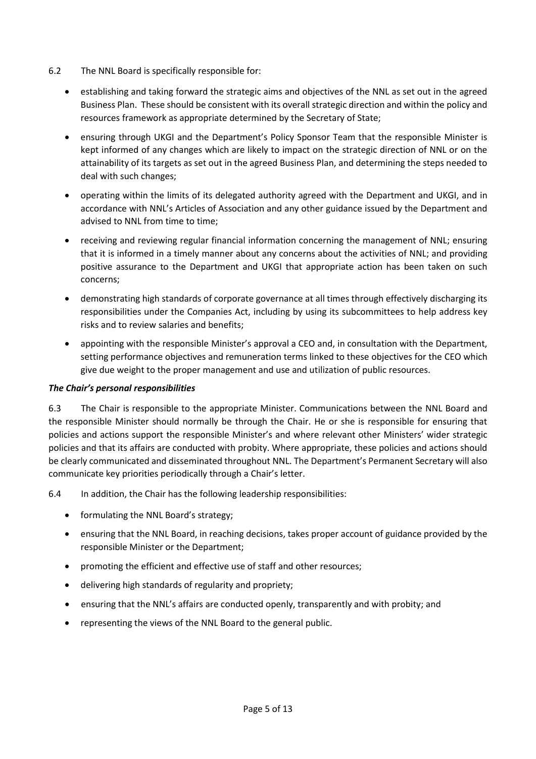6.2 The NNL Board is specifically responsible for:

- establishing and taking forward the strategic aims and objectives of the NNL as set out in the agreed Business Plan. These should be consistent with its overall strategic direction and within the policy and resources framework as appropriate determined by the Secretary of State;
- ensuring through UKGI and the Department's Policy Sponsor Team that the responsible Minister is kept informed of any changes which are likely to impact on the strategic direction of NNL or on the attainability of its targets as set out in the agreed Business Plan, and determining the steps needed to deal with such changes;
- operating within the limits of its delegated authority agreed with the Department and UKGI, and in accordance with NNL's Articles of Association and any other guidance issued by the Department and advised to NNL from time to time;
- receiving and reviewing regular financial information concerning the management of NNL; ensuring that it is informed in a timely manner about any concerns about the activities of NNL; and providing positive assurance to the Department and UKGI that appropriate action has been taken on such concerns;
- demonstrating high standards of corporate governance at all times through effectively discharging its responsibilities under the Companies Act, including by using its subcommittees to help address key risks and to review salaries and benefits;
- appointing with the responsible Minister's approval a CEO and, in consultation with the Department, setting performance objectives and remuneration terms linked to these objectives for the CEO which give due weight to the proper management and use and utilization of public resources.

***The Chair's personal responsibilities***

6.3 The Chair is responsible to the appropriate Minister. Communications between the NNL Board and the responsible Minister should normally be through the Chair. He or she is responsible for ensuring that policies and actions support the responsible Minister's and where relevant other Ministers' wider strategic policies and that its affairs are conducted with probity. Where appropriate, these policies and actions should be clearly communicated and disseminated throughout NNL. The Department's Permanent Secretary will also communicate key priorities periodically through a Chair's letter.

6.4 In addition, the Chair has the following leadership responsibilities:

- formulating the NNL Board's strategy;
- ensuring that the NNL Board, in reaching decisions, takes proper account of guidance provided by the responsible Minister or the Department;
- promoting the efficient and effective use of staff and other resources;
- delivering high standards of regularity and propriety;
- ensuring that the NNL's affairs are conducted openly, transparently and with probity; and
- representing the views of the NNL Board to the general public.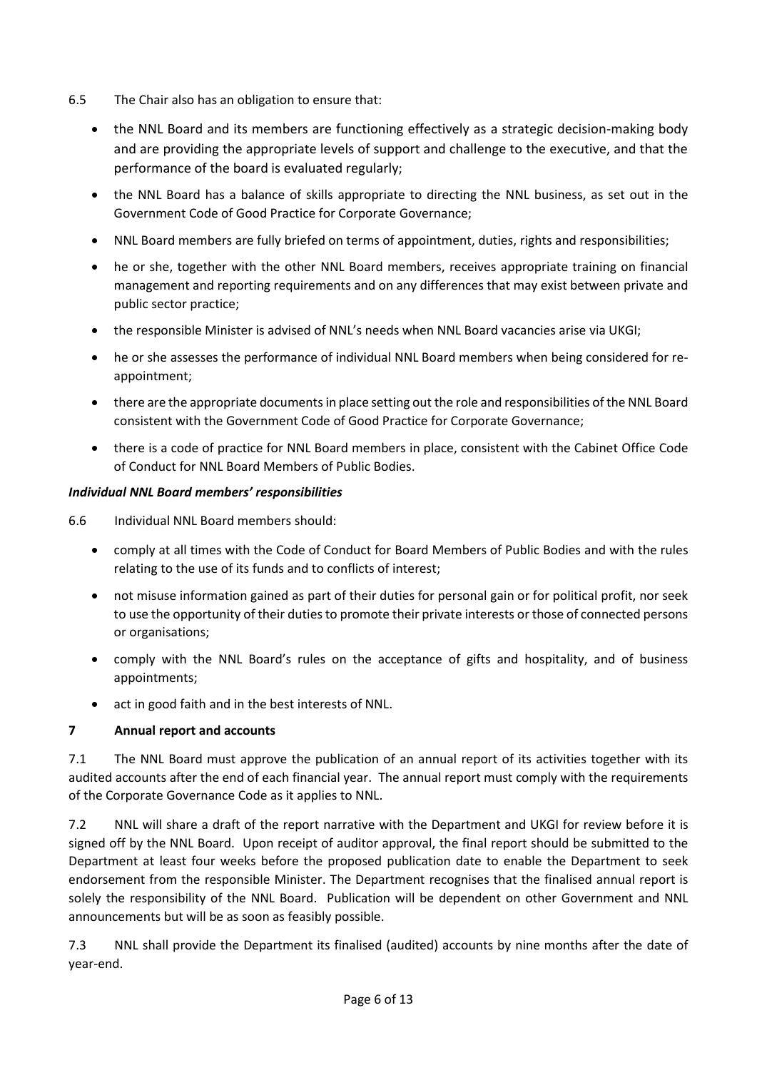6.5 The Chair also has an obligation to ensure that:

- the NNL Board and its members are functioning effectively as a strategic decision-making body and are providing the appropriate levels of support and challenge to the executive, and that the performance of the board is evaluated regularly;
- the NNL Board has a balance of skills appropriate to directing the NNL business, as set out in the Government Code of Good Practice for Corporate Governance;
- NNL Board members are fully briefed on terms of appointment, duties, rights and responsibilities;
- he or she, together with the other NNL Board members, receives appropriate training on financial management and reporting requirements and on any differences that may exist between private and public sector practice;
- the responsible Minister is advised of NNL's needs when NNL Board vacancies arise via UKGI;
- he or she assesses the performance of individual NNL Board members when being considered for re-appointment;
- there are the appropriate documents in place setting out the role and responsibilities of the NNL Board consistent with the Government Code of Good Practice for Corporate Governance;
- there is a code of practice for NNL Board members in place, consistent with the Cabinet Office Code of Conduct for NNL Board Members of Public Bodies.

***Individual NNL Board members' responsibilities***

6.6 Individual NNL Board members should:

- comply at all times with the Code of Conduct for Board Members of Public Bodies and with the rules relating to the use of its funds and to conflicts of interest;
- not misuse information gained as part of their duties for personal gain or for political profit, nor seek to use the opportunity of their duties to promote their private interests or those of connected persons or organisations;
- comply with the NNL Board's rules on the acceptance of gifts and hospitality, and of business appointments;
- act in good faith and in the best interests of NNL.

## 7 Annual report and accounts

7.1 The NNL Board must approve the publication of an annual report of its activities together with its audited accounts after the end of each financial year. The annual report must comply with the requirements of the Corporate Governance Code as it applies to NNL.

7.2 NNL will share a draft of the report narrative with the Department and UKGI for review before it is signed off by the NNL Board. Upon receipt of auditor approval, the final report should be submitted to the Department at least four weeks before the proposed publication date to enable the Department to seek endorsement from the responsible Minister. The Department recognises that the finalised annual report is solely the responsibility of the NNL Board. Publication will be dependent on other Government and NNL announcements but will be as soon as feasibly possible.

7.3 NNL shall provide the Department its finalised (audited) accounts by nine months after the date of year-end.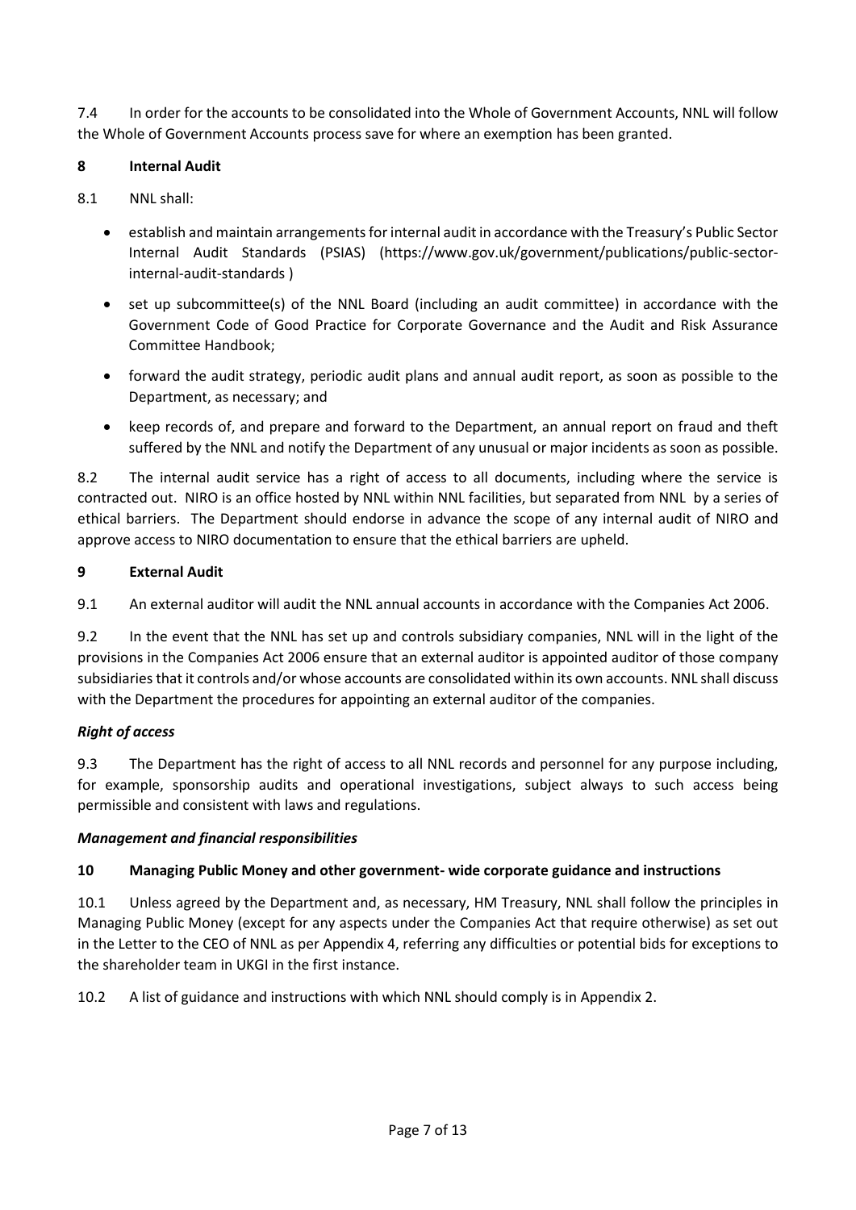7.4 In order for the accounts to be consolidated into the Whole of Government Accounts, NNL will follow the Whole of Government Accounts process save for where an exemption has been granted.

## 8 Internal Audit

8.1 NNL shall:

- establish and maintain arrangements for internal audit in accordance with the Treasury's Public Sector Internal Audit Standards (PSIAS) (https://www.gov.uk/government/publications/public-sector-internal-audit-standards )
- set up subcommittee(s) of the NNL Board (including an audit committee) in accordance with the Government Code of Good Practice for Corporate Governance and the Audit and Risk Assurance Committee Handbook;
- forward the audit strategy, periodic audit plans and annual audit report, as soon as possible to the Department, as necessary; and
- keep records of, and prepare and forward to the Department, an annual report on fraud and theft suffered by the NNL and notify the Department of any unusual or major incidents as soon as possible.

8.2 The internal audit service has a right of access to all documents, including where the service is contracted out. NIRO is an office hosted by NNL within NNL facilities, but separated from NNL by a series of ethical barriers. The Department should endorse in advance the scope of any internal audit of NIRO and approve access to NIRO documentation to ensure that the ethical barriers are upheld.

## 9 External Audit

9.1 An external auditor will audit the NNL annual accounts in accordance with the Companies Act 2006.

9.2 In the event that the NNL has set up and controls subsidiary companies, NNL will in the light of the provisions in the Companies Act 2006 ensure that an external auditor is appointed auditor of those company subsidiaries that it controls and/or whose accounts are consolidated within its own accounts. NNL shall discuss with the Department the procedures for appointing an external auditor of the companies.

### *Right of access*

9.3 The Department has the right of access to all NNL records and personnel for any purpose including, for example, sponsorship audits and operational investigations, subject always to such access being permissible and consistent with laws and regulations.

### *Management and financial responsibilities*

## 10 Managing Public Money and other government- wide corporate guidance and instructions

10.1 Unless agreed by the Department and, as necessary, HM Treasury, NNL shall follow the principles in Managing Public Money (except for any aspects under the Companies Act that require otherwise) as set out in the Letter to the CEO of NNL as per Appendix 4, referring any difficulties or potential bids for exceptions to the shareholder team in UKGI in the first instance.

10.2 A list of guidance and instructions with which NNL should comply is in Appendix 2.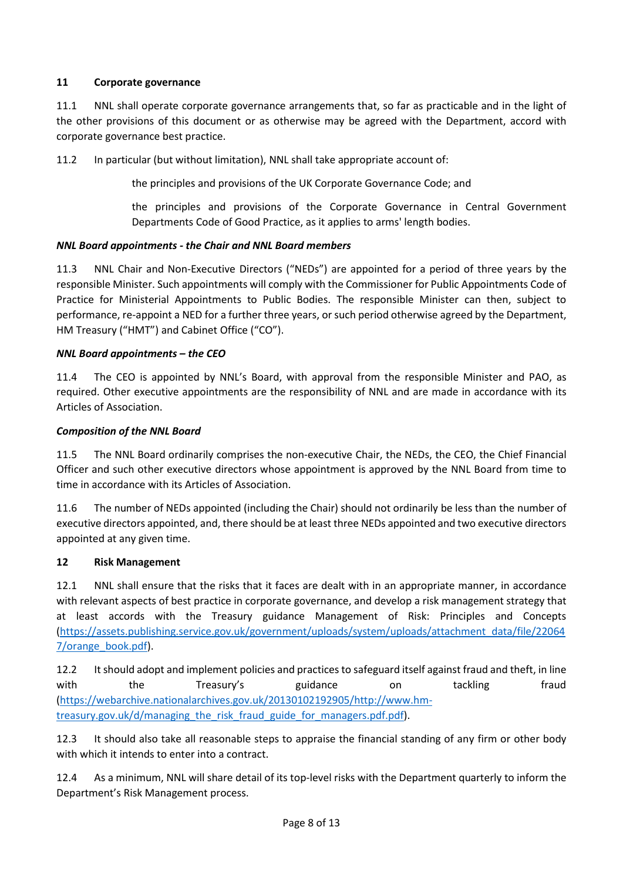## 11 Corporate governance

11.1 NNL shall operate corporate governance arrangements that, so far as practicable and in the light of the other provisions of this document or as otherwise may be agreed with the Department, accord with corporate governance best practice.

11.2 In particular (but without limitation), NNL shall take appropriate account of:

- the principles and provisions of the UK Corporate Governance Code; and
- the principles and provisions of the Corporate Governance in Central Government Departments Code of Good Practice, as it applies to arms' length bodies.

***NNL Board appointments - the Chair and NNL Board members***

11.3 NNL Chair and Non-Executive Directors ("NEDs") are appointed for a period of three years by the responsible Minister. Such appointments will comply with the Commissioner for Public Appointments Code of Practice for Ministerial Appointments to Public Bodies. The responsible Minister can then, subject to performance, re-appoint a NED for a further three years, or such period otherwise agreed by the Department, HM Treasury ("HMT") and Cabinet Office ("CO").

***NNL Board appointments – the CEO***

11.4 The CEO is appointed by NNL's Board, with approval from the responsible Minister and PAO, as required. Other executive appointments are the responsibility of NNL and are made in accordance with its Articles of Association.

***Composition of the NNL Board***

11.5 The NNL Board ordinarily comprises the non-executive Chair, the NEDs, the CEO, the Chief Financial Officer and such other executive directors whose appointment is approved by the NNL Board from time to time in accordance with its Articles of Association.

11.6 The number of NEDs appointed (including the Chair) should not ordinarily be less than the number of executive directors appointed, and, there should be at least three NEDs appointed and two executive directors appointed at any given time.

## 12 Risk Management

12.1 NNL shall ensure that the risks that it faces are dealt with in an appropriate manner, in accordance with relevant aspects of best practice in corporate governance, and develop a risk management strategy that at least accords with the Treasury guidance Management of Risk: Principles and Concepts (https://assets.publishing.service.gov.uk/government/uploads/system/uploads/attachment_data/file/220647/orange_book.pdf).

12.2 It should adopt and implement policies and practices to safeguard itself against fraud and theft, in line with the Treasury's guidance on tackling fraud (https://webarchive.nationalarchives.gov.uk/20130102192905/http://www.hm-treasury.gov.uk/d/managing_the_risk_fraud_guide_for_managers.pdf.pdf).

12.3 It should also take all reasonable steps to appraise the financial standing of any firm or other body with which it intends to enter into a contract.

12.4 As a minimum, NNL will share detail of its top-level risks with the Department quarterly to inform the Department's Risk Management process.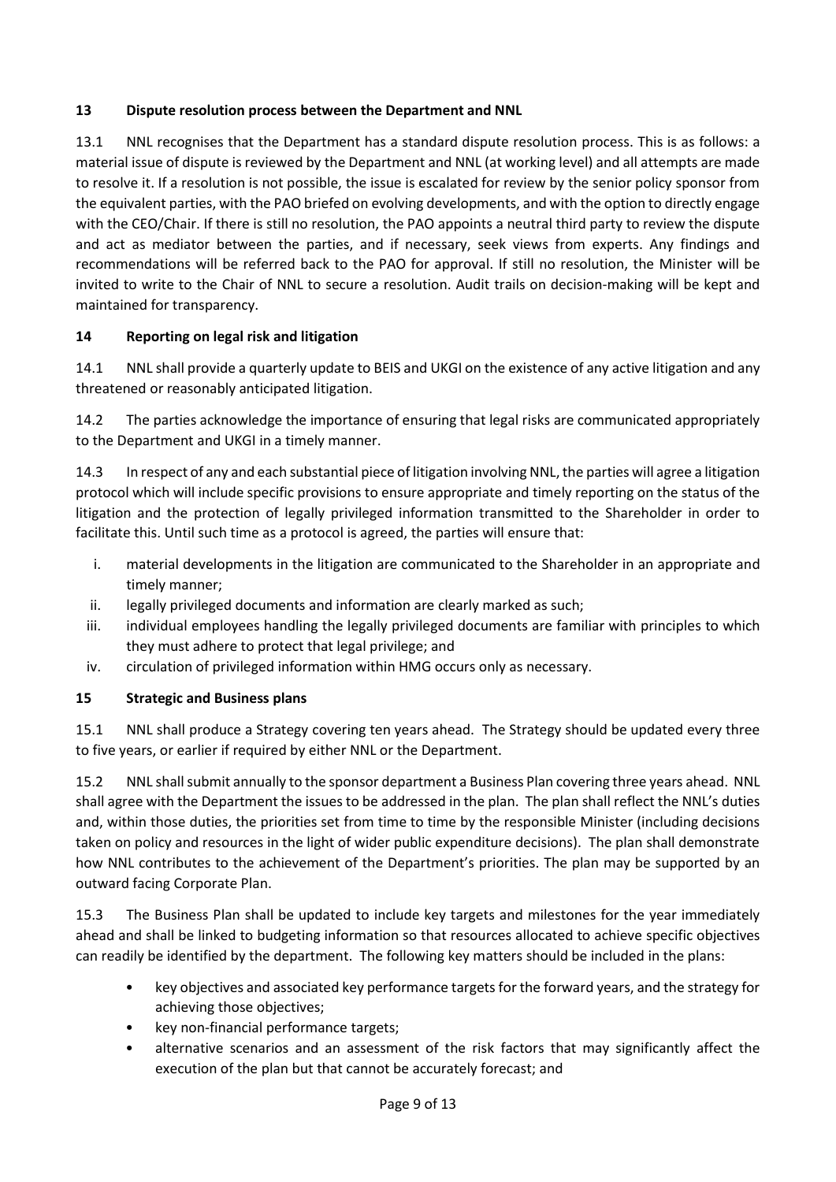## 13 Dispute resolution process between the Department and NNL

13.1 NNL recognises that the Department has a standard dispute resolution process. This is as follows: a material issue of dispute is reviewed by the Department and NNL (at working level) and all attempts are made to resolve it. If a resolution is not possible, the issue is escalated for review by the senior policy sponsor from the equivalent parties, with the PAO briefed on evolving developments, and with the option to directly engage with the CEO/Chair. If there is still no resolution, the PAO appoints a neutral third party to review the dispute and act as mediator between the parties, and if necessary, seek views from experts. Any findings and recommendations will be referred back to the PAO for approval. If still no resolution, the Minister will be invited to write to the Chair of NNL to secure a resolution. Audit trails on decision-making will be kept and maintained for transparency.

## 14 Reporting on legal risk and litigation

14.1 NNL shall provide a quarterly update to BEIS and UKGI on the existence of any active litigation and any threatened or reasonably anticipated litigation.

14.2 The parties acknowledge the importance of ensuring that legal risks are communicated appropriately to the Department and UKGI in a timely manner.

14.3 In respect of any and each substantial piece of litigation involving NNL, the parties will agree a litigation protocol which will include specific provisions to ensure appropriate and timely reporting on the status of the litigation and the protection of legally privileged information transmitted to the Shareholder in order to facilitate this. Until such time as a protocol is agreed, the parties will ensure that:

i. material developments in the litigation are communicated to the Shareholder in an appropriate and timely manner;
ii. legally privileged documents and information are clearly marked as such;
iii. individual employees handling the legally privileged documents are familiar with principles to which they must adhere to protect that legal privilege; and
iv. circulation of privileged information within HMG occurs only as necessary.

## 15 Strategic and Business plans

15.1 NNL shall produce a Strategy covering ten years ahead. The Strategy should be updated every three to five years, or earlier if required by either NNL or the Department.

15.2 NNL shall submit annually to the sponsor department a Business Plan covering three years ahead. NNL shall agree with the Department the issues to be addressed in the plan. The plan shall reflect the NNL's duties and, within those duties, the priorities set from time to time by the responsible Minister (including decisions taken on policy and resources in the light of wider public expenditure decisions). The plan shall demonstrate how NNL contributes to the achievement of the Department's priorities. The plan may be supported by an outward facing Corporate Plan.

15.3 The Business Plan shall be updated to include key targets and milestones for the year immediately ahead and shall be linked to budgeting information so that resources allocated to achieve specific objectives can readily be identified by the department. The following key matters should be included in the plans:

- key objectives and associated key performance targets for the forward years, and the strategy for achieving those objectives;
- key non-financial performance targets;
- alternative scenarios and an assessment of the risk factors that may significantly affect the execution of the plan but that cannot be accurately forecast; and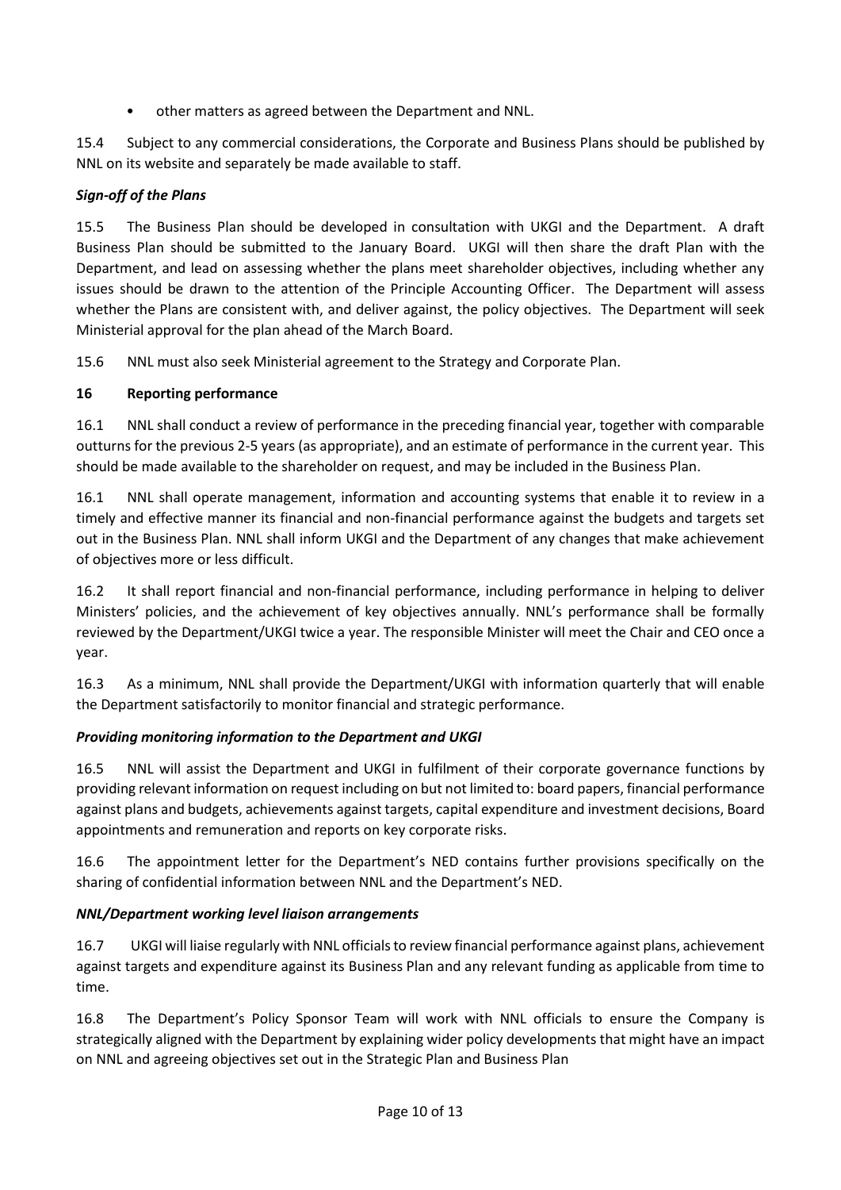- other matters as agreed between the Department and NNL.

15.4 Subject to any commercial considerations, the Corporate and Business Plans should be published by NNL on its website and separately be made available to staff.

***Sign-off of the Plans***

15.5 The Business Plan should be developed in consultation with UKGI and the Department. A draft Business Plan should be submitted to the January Board. UKGI will then share the draft Plan with the Department, and lead on assessing whether the plans meet shareholder objectives, including whether any issues should be drawn to the attention of the Principle Accounting Officer. The Department will assess whether the Plans are consistent with, and deliver against, the policy objectives. The Department will seek Ministerial approval for the plan ahead of the March Board.

15.6 NNL must also seek Ministerial agreement to the Strategy and Corporate Plan.

**16 Reporting performance**

16.1 NNL shall conduct a review of performance in the preceding financial year, together with comparable outturns for the previous 2-5 years (as appropriate), and an estimate of performance in the current year. This should be made available to the shareholder on request, and may be included in the Business Plan.

16.1 NNL shall operate management, information and accounting systems that enable it to review in a timely and effective manner its financial and non-financial performance against the budgets and targets set out in the Business Plan. NNL shall inform UKGI and the Department of any changes that make achievement of objectives more or less difficult.

16.2 It shall report financial and non-financial performance, including performance in helping to deliver Ministers' policies, and the achievement of key objectives annually. NNL's performance shall be formally reviewed by the Department/UKGI twice a year. The responsible Minister will meet the Chair and CEO once a year.

16.3 As a minimum, NNL shall provide the Department/UKGI with information quarterly that will enable the Department satisfactorily to monitor financial and strategic performance.

***Providing monitoring information to the Department and UKGI***

16.5 NNL will assist the Department and UKGI in fulfilment of their corporate governance functions by providing relevant information on request including on but not limited to: board papers, financial performance against plans and budgets, achievements against targets, capital expenditure and investment decisions, Board appointments and remuneration and reports on key corporate risks.

16.6 The appointment letter for the Department's NED contains further provisions specifically on the sharing of confidential information between NNL and the Department's NED.

***NNL/Department working level liaison arrangements***

16.7 UKGI will liaise regularly with NNL officials to review financial performance against plans, achievement against targets and expenditure against its Business Plan and any relevant funding as applicable from time to time.

16.8 The Department's Policy Sponsor Team will work with NNL officials to ensure the Company is strategically aligned with the Department by explaining wider policy developments that might have an impact on NNL and agreeing objectives set out in the Strategic Plan and Business Plan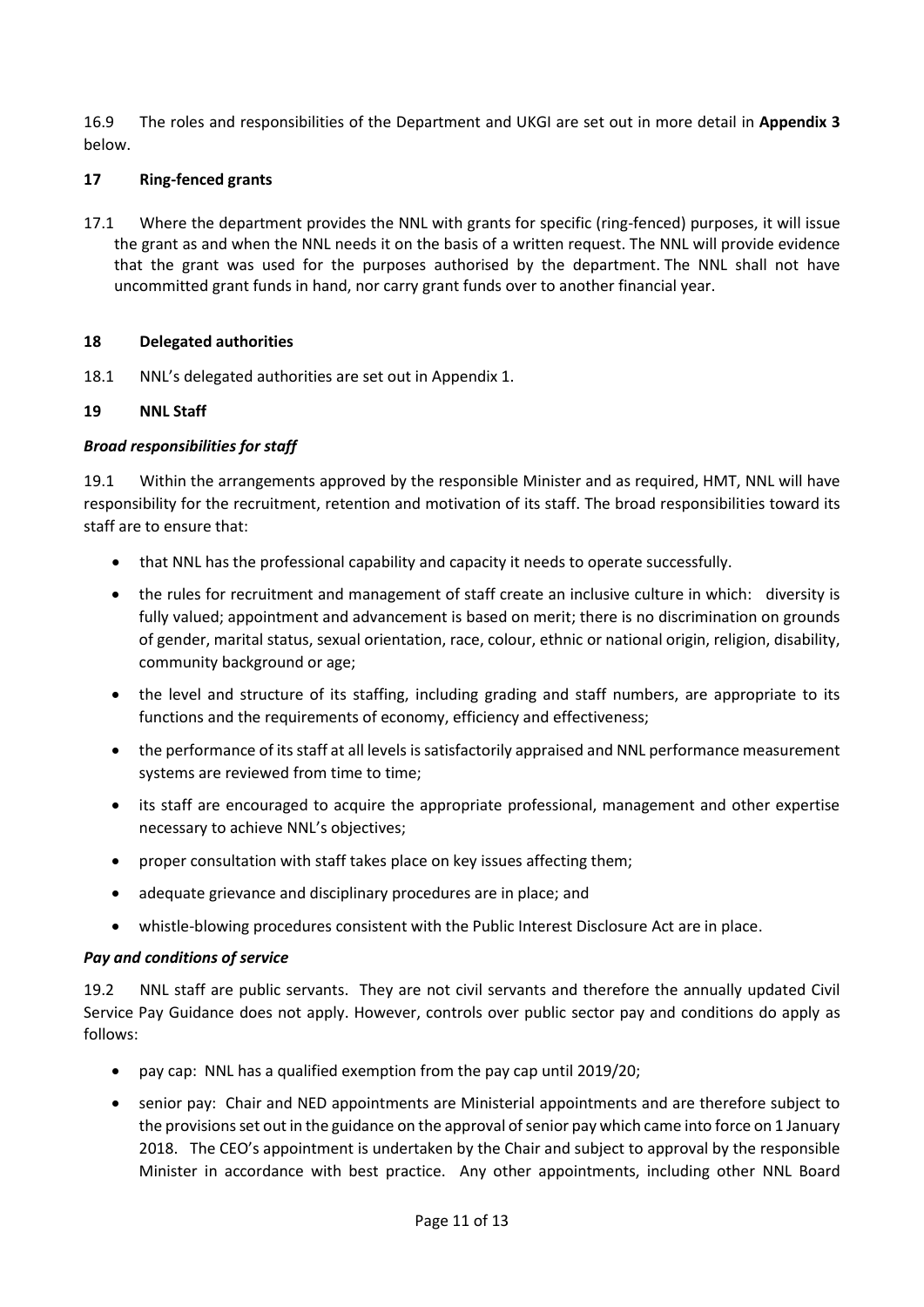16.9 The roles and responsibilities of the Department and UKGI are set out in more detail in **Appendix 3** below.

## 17 Ring-fenced grants

17.1 Where the department provides the NNL with grants for specific (ring-fenced) purposes, it will issue the grant as and when the NNL needs it on the basis of a written request. The NNL will provide evidence that the grant was used for the purposes authorised by the department. The NNL shall not have uncommitted grant funds in hand, nor carry grant funds over to another financial year.

## 18 Delegated authorities

18.1 NNL's delegated authorities are set out in Appendix 1.

## 19 NNL Staff

### *Broad responsibilities for staff*

19.1 Within the arrangements approved by the responsible Minister and as required, HMT, NNL will have responsibility for the recruitment, retention and motivation of its staff. The broad responsibilities toward its staff are to ensure that:

- that NNL has the professional capability and capacity it needs to operate successfully.
- the rules for recruitment and management of staff create an inclusive culture in which: diversity is fully valued; appointment and advancement is based on merit; there is no discrimination on grounds of gender, marital status, sexual orientation, race, colour, ethnic or national origin, religion, disability, community background or age;
- the level and structure of its staffing, including grading and staff numbers, are appropriate to its functions and the requirements of economy, efficiency and effectiveness;
- the performance of its staff at all levels is satisfactorily appraised and NNL performance measurement systems are reviewed from time to time;
- its staff are encouraged to acquire the appropriate professional, management and other expertise necessary to achieve NNL's objectives;
- proper consultation with staff takes place on key issues affecting them;
- adequate grievance and disciplinary procedures are in place; and
- whistle-blowing procedures consistent with the Public Interest Disclosure Act are in place.

### *Pay and conditions of service*

19.2 NNL staff are public servants. They are not civil servants and therefore the annually updated Civil Service Pay Guidance does not apply. However, controls over public sector pay and conditions do apply as follows:

- pay cap: NNL has a qualified exemption from the pay cap until 2019/20;
- senior pay: Chair and NED appointments are Ministerial appointments and are therefore subject to the provisions set out in the guidance on the approval of senior pay which came into force on 1 January 2018. The CEO's appointment is undertaken by the Chair and subject to approval by the responsible Minister in accordance with best practice. Any other appointments, including other NNL Board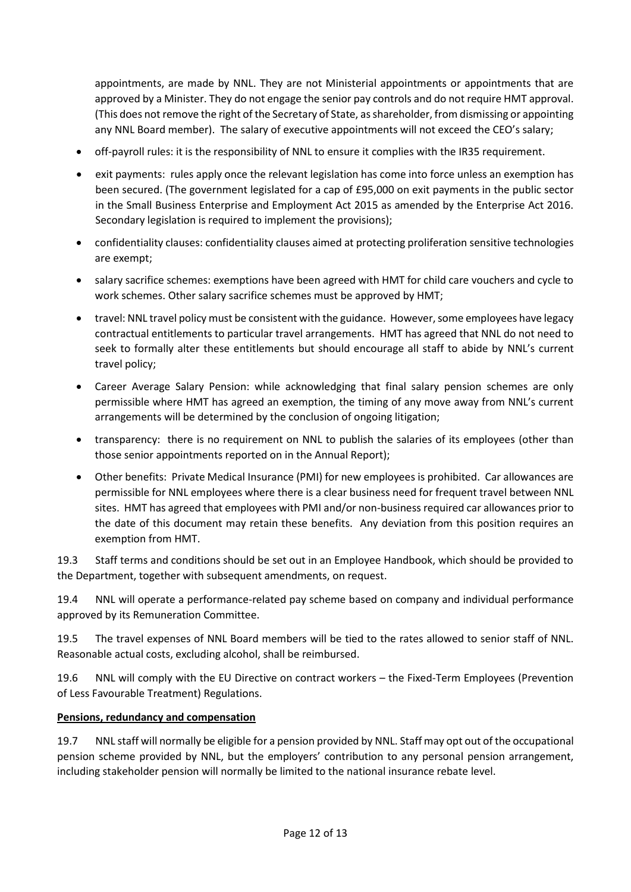appointments, are made by NNL. They are not Ministerial appointments or appointments that are approved by a Minister. They do not engage the senior pay controls and do not require HMT approval. (This does not remove the right of the Secretary of State, as shareholder, from dismissing or appointing any NNL Board member). The salary of executive appointments will not exceed the CEO's salary;

- off-payroll rules: it is the responsibility of NNL to ensure it complies with the IR35 requirement.
- exit payments: rules apply once the relevant legislation has come into force unless an exemption has been secured. (The government legislated for a cap of £95,000 on exit payments in the public sector in the Small Business Enterprise and Employment Act 2015 as amended by the Enterprise Act 2016. Secondary legislation is required to implement the provisions);
- confidentiality clauses: confidentiality clauses aimed at protecting proliferation sensitive technologies are exempt;
- salary sacrifice schemes: exemptions have been agreed with HMT for child care vouchers and cycle to work schemes. Other salary sacrifice schemes must be approved by HMT;
- travel: NNL travel policy must be consistent with the guidance. However, some employees have legacy contractual entitlements to particular travel arrangements. HMT has agreed that NNL do not need to seek to formally alter these entitlements but should encourage all staff to abide by NNL's current travel policy;
- Career Average Salary Pension: while acknowledging that final salary pension schemes are only permissible where HMT has agreed an exemption, the timing of any move away from NNL's current arrangements will be determined by the conclusion of ongoing litigation;
- transparency: there is no requirement on NNL to publish the salaries of its employees (other than those senior appointments reported on in the Annual Report);
- Other benefits: Private Medical Insurance (PMI) for new employees is prohibited. Car allowances are permissible for NNL employees where there is a clear business need for frequent travel between NNL sites. HMT has agreed that employees with PMI and/or non-business required car allowances prior to the date of this document may retain these benefits. Any deviation from this position requires an exemption from HMT.

19.3 Staff terms and conditions should be set out in an Employee Handbook, which should be provided to the Department, together with subsequent amendments, on request.

19.4 NNL will operate a performance-related pay scheme based on company and individual performance approved by its Remuneration Committee.

19.5 The travel expenses of NNL Board members will be tied to the rates allowed to senior staff of NNL. Reasonable actual costs, excluding alcohol, shall be reimbursed.

19.6 NNL will comply with the EU Directive on contract workers – the Fixed-Term Employees (Prevention of Less Favourable Treatment) Regulations.

**Pensions, redundancy and compensation**

19.7 NNL staff will normally be eligible for a pension provided by NNL. Staff may opt out of the occupational pension scheme provided by NNL, but the employers' contribution to any personal pension arrangement, including stakeholder pension will normally be limited to the national insurance rebate level.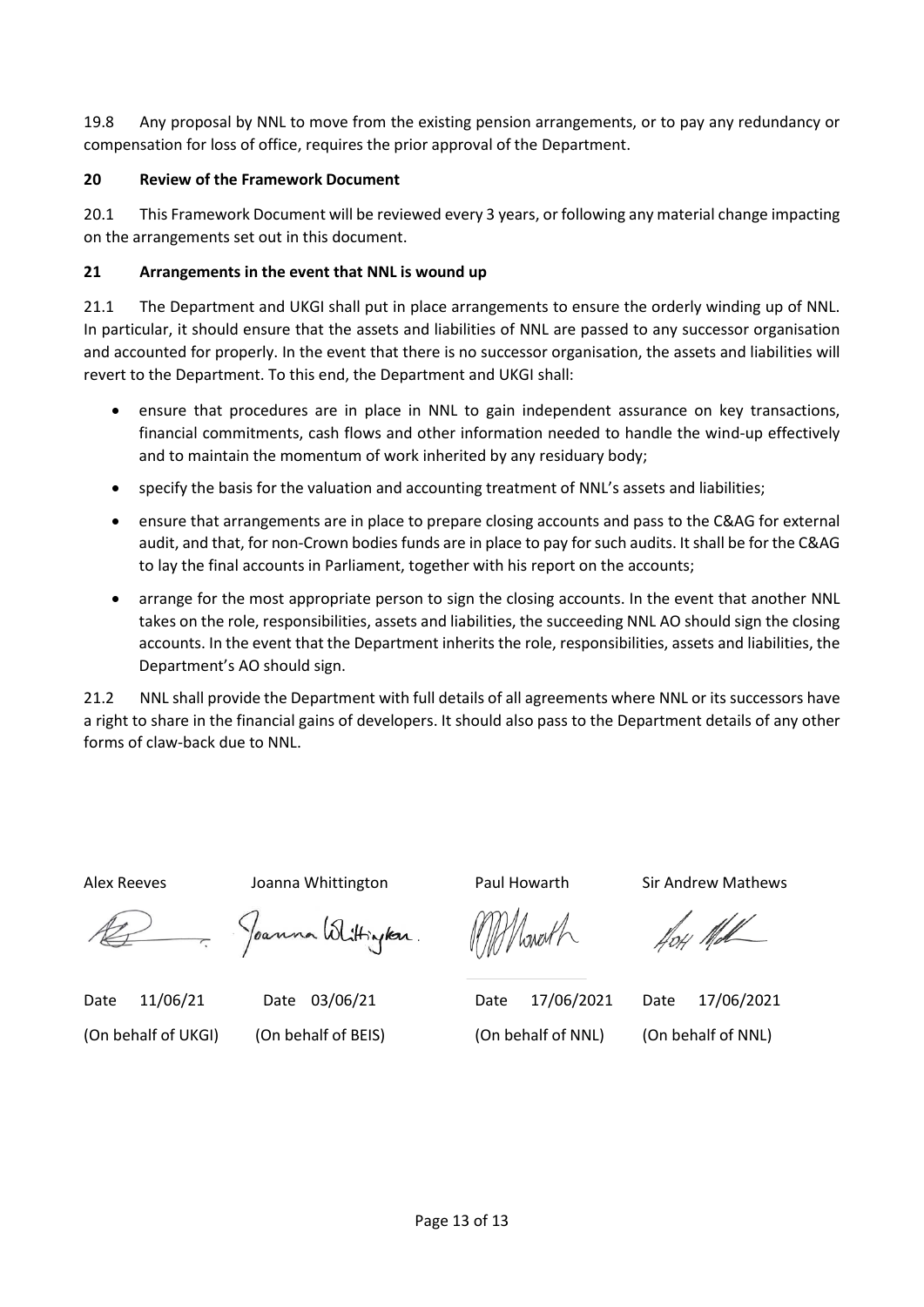19.8 Any proposal by NNL to move from the existing pension arrangements, or to pay any redundancy or compensation for loss of office, requires the prior approval of the Department.

**20 Review of the Framework Document**

20.1 This Framework Document will be reviewed every 3 years, or following any material change impacting on the arrangements set out in this document.

**21 Arrangements in the event that NNL is wound up**

21.1 The Department and UKGI shall put in place arrangements to ensure the orderly winding up of NNL. In particular, it should ensure that the assets and liabilities of NNL are passed to any successor organisation and accounted for properly. In the event that there is no successor organisation, the assets and liabilities will revert to the Department. To this end, the Department and UKGI shall:

- ensure that procedures are in place in NNL to gain independent assurance on key transactions, financial commitments, cash flows and other information needed to handle the wind-up effectively and to maintain the momentum of work inherited by any residuary body;
- specify the basis for the valuation and accounting treatment of NNL's assets and liabilities;
- ensure that arrangements are in place to prepare closing accounts and pass to the C&AG for external audit, and that, for non-Crown bodies funds are in place to pay for such audits. It shall be for the C&AG to lay the final accounts in Parliament, together with his report on the accounts;
- arrange for the most appropriate person to sign the closing accounts. In the event that another NNL takes on the role, responsibilities, assets and liabilities, the succeeding NNL AO should sign the closing accounts. In the event that the Department inherits the role, responsibilities, assets and liabilities, the Department's AO should sign.

21.2 NNL shall provide the Department with full details of all agreements where NNL or its successors have a right to share in the financial gains of developers. It should also pass to the Department details of any other forms of claw-back due to NNL.

| Alex Reeves | Joanna Whittington | Paul Howarth | Sir Andrew Mathews |
|---|---|---|---|
| [signature] | [signature] | [signature] | [signature] |
| Date 11/06/21 | Date 03/06/21 | Date 17/06/2021 | Date 17/06/2021 |
| (On behalf of UKGI) | (On behalf of BEIS) | (On behalf of NNL) | (On behalf of NNL) |